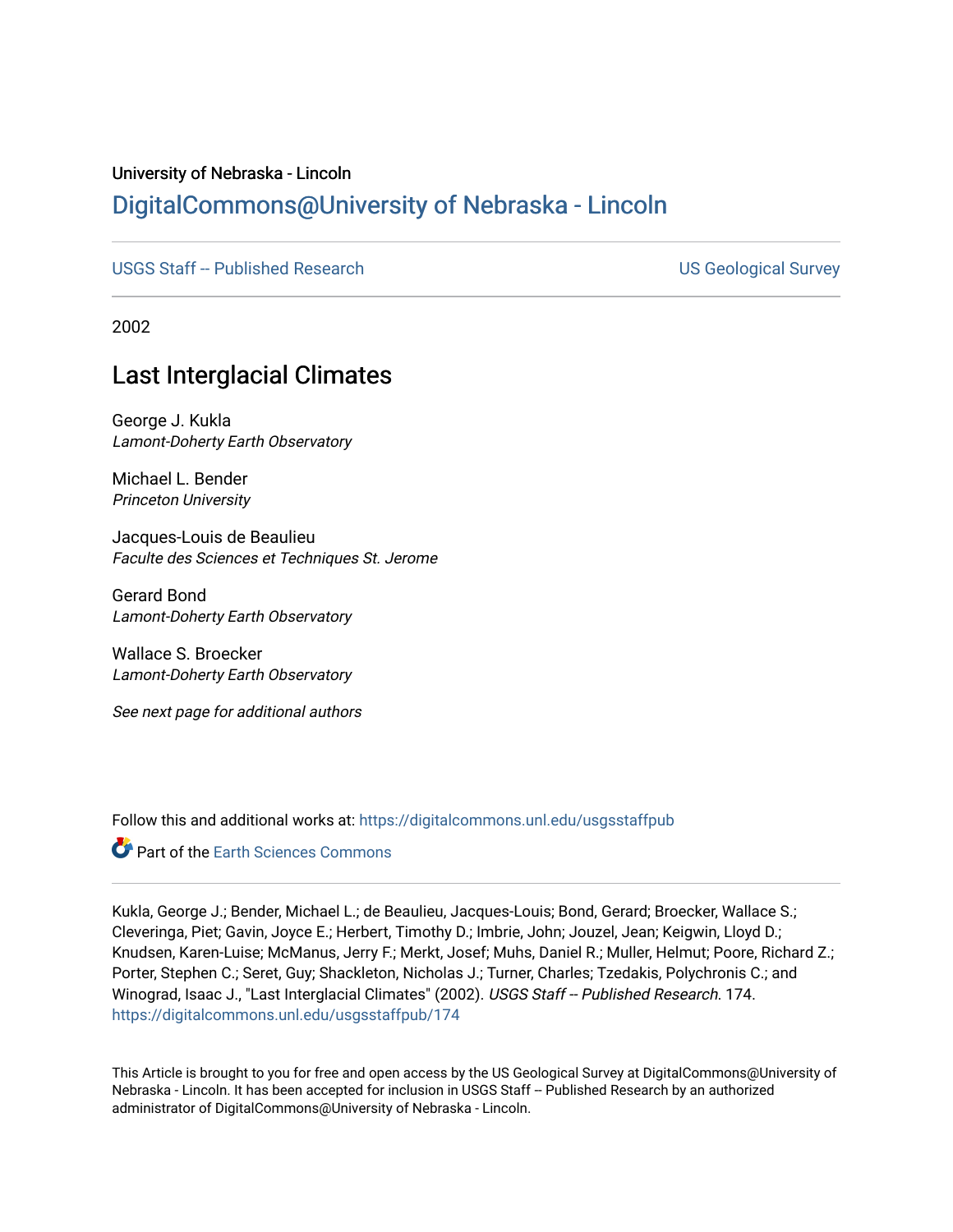University of Nebraska - Lincoln

## DigitalCommons@University of Nebraska - Lincoln

USGS Staff -- Published Research | US Geological Survey

---

2002

# Last Interglacial Climates

George J. Kukla
*Lamont-Doherty Earth Observatory*

Michael L. Bender
*Princeton University*

Jacques-Louis de Beaulieu
*Faculte des Sciences et Techniques St. Jerome*

Gerard Bond
*Lamont-Doherty Earth Observatory*

Wallace S. Broecker
*Lamont-Doherty Earth Observatory*

*See next page for additional authors*

Follow this and additional works at: https://digitalcommons.unl.edu/usgsstaffpub

Part of the Earth Sciences Commons

---

Kukla, George J.; Bender, Michael L.; de Beaulieu, Jacques-Louis; Bond, Gerard; Broecker, Wallace S.; Cleveringa, Piet; Gavin, Joyce E.; Herbert, Timothy D.; Imbrie, John; Jouzel, Jean; Keigwin, Lloyd D.; Knudsen, Karen-Luise; McManus, Jerry F.; Merkt, Josef; Muhs, Daniel R.; Muller, Helmut; Poore, Richard Z.; Porter, Stephen C.; Seret, Guy; Shackleton, Nicholas J.; Turner, Charles; Tzedakis, Polychronis C.; and Winograd, Isaac J., "Last Interglacial Climates" (2002). *USGS Staff -- Published Research*. 174.
https://digitalcommons.unl.edu/usgsstaffpub/174

This Article is brought to you for free and open access by the US Geological Survey at DigitalCommons@University of Nebraska - Lincoln. It has been accepted for inclusion in USGS Staff -- Published Research by an authorized administrator of DigitalCommons@University of Nebraska - Lincoln.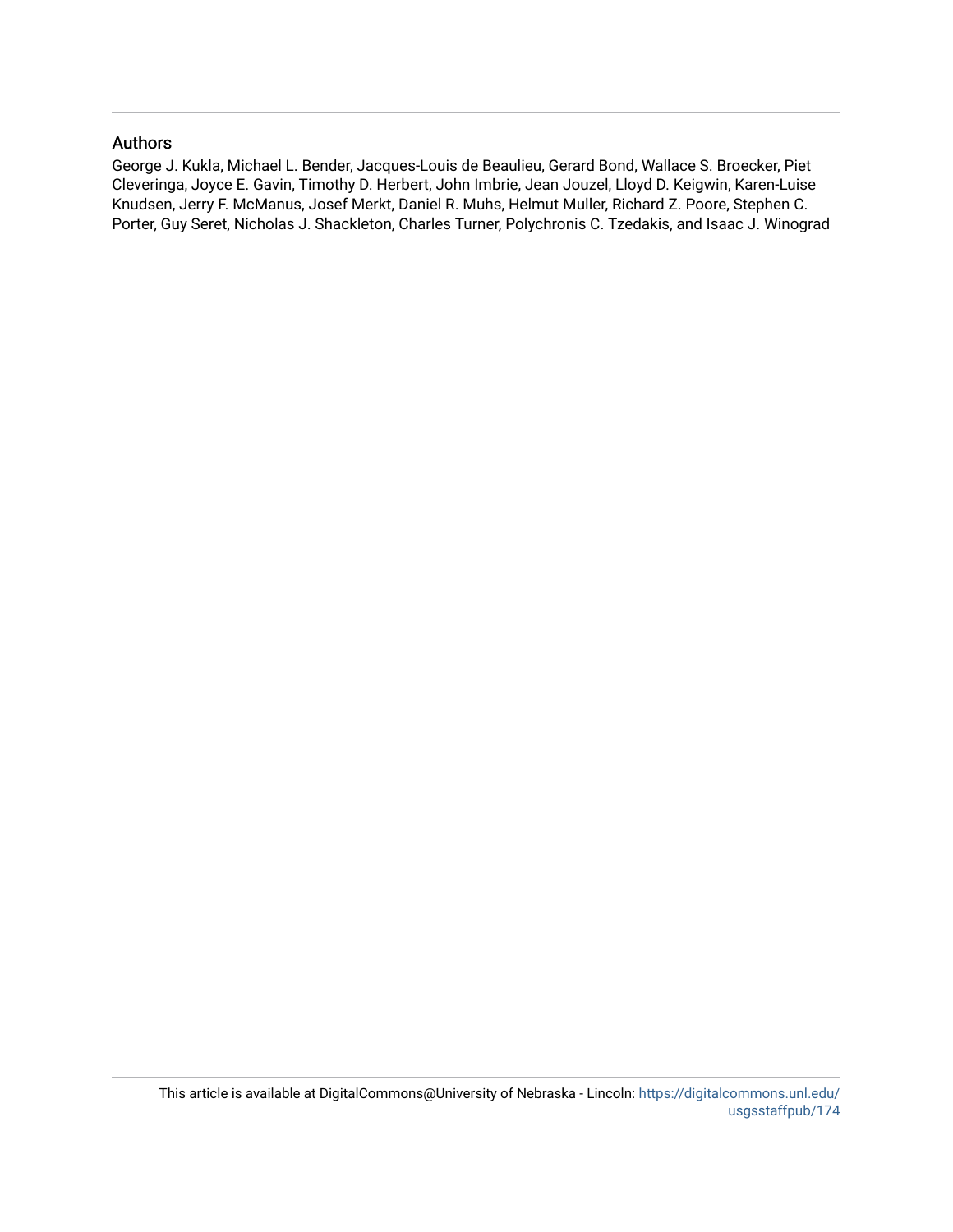## Authors

George J. Kukla, Michael L. Bender, Jacques-Louis de Beaulieu, Gerard Bond, Wallace S. Broecker, Piet Cleveringa, Joyce E. Gavin, Timothy D. Herbert, John Imbrie, Jean Jouzel, Lloyd D. Keigwin, Karen-Luise Knudsen, Jerry F. McManus, Josef Merkt, Daniel R. Muhs, Helmut Muller, Richard Z. Poore, Stephen C. Porter, Guy Seret, Nicholas J. Shackleton, Charles Turner, Polychronis C. Tzedakis, and Isaac J. Winograd

This article is available at DigitalCommons@University of Nebraska - Lincoln: https://digitalcommons.unl.edu/usgsstaffpub/174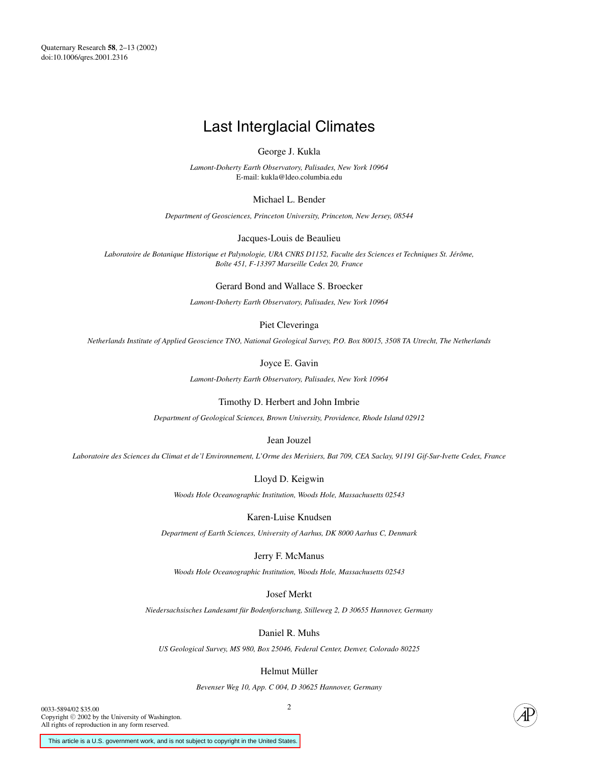Quaternary Research **58**, 2–13 (2002)
doi:10.1006/qres.2001.2316

# Last Interglacial Climates

George J. Kukla

*Lamont-Doherty Earth Observatory, Palisades, New York 10964*
E-mail: kukla@ldeo.columbia.edu

Michael L. Bender

*Department of Geosciences, Princeton University, Princeton, New Jersey, 08544*

Jacques-Louis de Beaulieu

*Laboratoire de Botanique Historique et Palynologie, URA CNRS D1152, Faculte des Sciences et Techniques St. Jérôme, Boîte 451, F-13397 Marseille Cedex 20, France*

Gerard Bond and Wallace S. Broecker

*Lamont-Doherty Earth Observatory, Palisades, New York 10964*

Piet Cleveringa

*Netherlands Institute of Applied Geoscience TNO, National Geological Survey, P.O. Box 80015, 3508 TA Utrecht, The Netherlands*

Joyce E. Gavin

*Lamont-Doherty Earth Observatory, Palisades, New York 10964*

Timothy D. Herbert and John Imbrie

*Department of Geological Sciences, Brown University, Providence, Rhode Island 02912*

Jean Jouzel

*Laboratoire des Sciences du Climat et de'l Environnement, L'Orme des Merisiers, Bat 709, CEA Saclay, 91191 Gif-Sur-Ivette Cedex, France*

Lloyd D. Keigwin

*Woods Hole Oceanographic Institution, Woods Hole, Massachusetts 02543*

Karen-Luise Knudsen

*Department of Earth Sciences, University of Aarhus, DK 8000 Aarhus C, Denmark*

Jerry F. McManus

*Woods Hole Oceanographic Institution, Woods Hole, Massachusetts 02543*

Josef Merkt

*Niedersachsisches Landesamt für Bodenforschung, Stilleweg 2, D 30655 Hannover, Germany*

Daniel R. Muhs

*US Geological Survey, MS 980, Box 25046, Federal Center, Denver, Colorado 80225*

Helmut Müller

*Bevenser Weg 10, App. C 004, D 30625 Hannover, Germany*

0033-5894/02 $35.00
Copyright © 2002 by the University of Washington.
All rights of reproduction in any form reserved.

This article is a U.S. government work, and is not subject to copyright in the United States.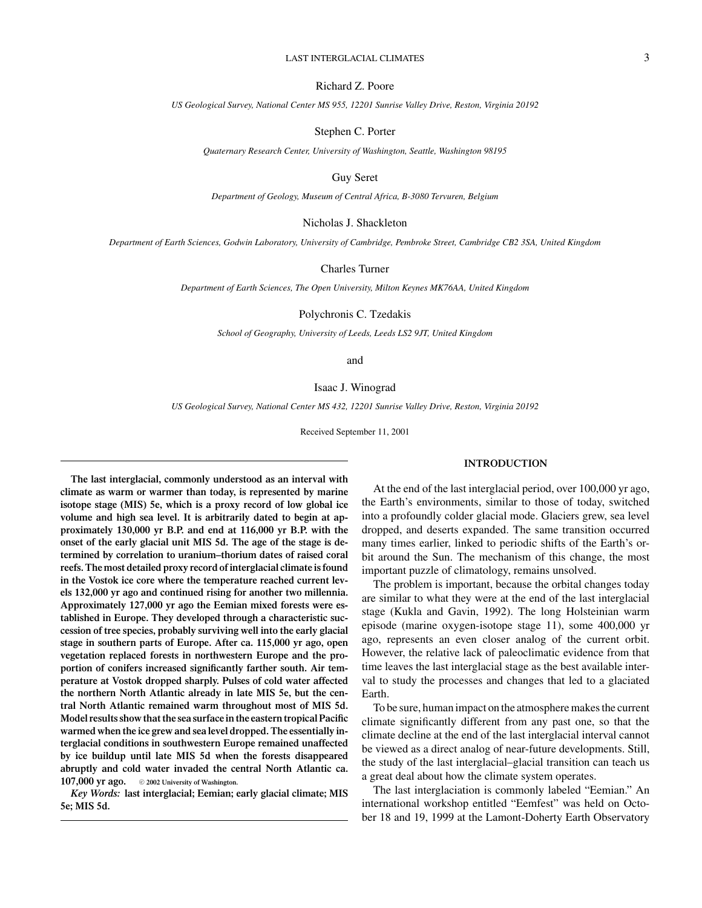Richard Z. Poore

*US Geological Survey, National Center MS 955, 12201 Sunrise Valley Drive, Reston, Virginia 20192*

Stephen C. Porter

*Quaternary Research Center, University of Washington, Seattle, Washington 98195*

Guy Seret

*Department of Geology, Museum of Central Africa, B-3080 Tervuren, Belgium*

Nicholas J. Shackleton

*Department of Earth Sciences, Godwin Laboratory, University of Cambridge, Pembroke Street, Cambridge CB2 3SA, United Kingdom*

Charles Turner

*Department of Earth Sciences, The Open University, Milton Keynes MK76AA, United Kingdom*

Polychronis C. Tzedakis

*School of Geography, University of Leeds, Leeds LS2 9JT, United Kingdom*

and

Isaac J. Winograd

*US Geological Survey, National Center MS 432, 12201 Sunrise Valley Drive, Reston, Virginia 20192*

Received September 11, 2001

**The last interglacial, commonly understood as an interval with climate as warm or warmer than today, is represented by marine isotope stage (MIS) 5e, which is a proxy record of low global ice volume and high sea level. It is arbitrarily dated to begin at approximately 130,000 yr B.P. and end at 116,000 yr B.P. with the onset of the early glacial unit MIS 5d. The age of the stage is determined by correlation to uranium–thorium dates of raised coral reefs. The most detailed proxy record of interglacial climate is found in the Vostok ice core where the temperature reached current levels 132,000 yr ago and continued rising for another two millennia. Approximately 127,000 yr ago the Eemian mixed forests were established in Europe. They developed through a characteristic succession of tree species, probably surviving well into the early glacial stage in southern parts of Europe. After ca. 115,000 yr ago, open vegetation replaced forests in northwestern Europe and the proportion of conifers increased significantly farther south. Air temperature at Vostok dropped sharply. Pulses of cold water affected the northern North Atlantic already in late MIS 5e, but the central North Atlantic remained warm throughout most of MIS 5d. Model results show that the sea surface in the eastern tropical Pacific warmed when the ice grew and sea level dropped. The essentially interglacial conditions in southwestern Europe remained unaffected by ice buildup until late MIS 5d when the forests disappeared abruptly and cold water invaded the central North Atlantic ca. 107,000 yr ago.** © 2002 University of Washington.

***Key Words:*** **last interglacial; Eemian; early glacial climate; MIS 5e; MIS 5d.**

## INTRODUCTION

At the end of the last interglacial period, over 100,000 yr ago, the Earth's environments, similar to those of today, switched into a profoundly colder glacial mode. Glaciers grew, sea level dropped, and deserts expanded. The same transition occurred many times earlier, linked to periodic shifts of the Earth's orbit around the Sun. The mechanism of this change, the most important puzzle of climatology, remains unsolved.

The problem is important, because the orbital changes today are similar to what they were at the end of the last interglacial stage (Kukla and Gavin, 1992). The long Holsteinian warm episode (marine oxygen-isotope stage 11), some 400,000 yr ago, represents an even closer analog of the current orbit. However, the relative lack of paleoclimatic evidence from that time leaves the last interglacial stage as the best available interval to study the processes and changes that led to a glaciated Earth.

To be sure, human impact on the atmosphere makes the current climate significantly different from any past one, so that the climate decline at the end of the last interglacial interval cannot be viewed as a direct analog of near-future developments. Still, the study of the last interglacial–glacial transition can teach us a great deal about how the climate system operates.

The last interglaciation is commonly labeled "Eemian." An international workshop entitled "Eemfest" was held on October 18 and 19, 1999 at the Lamont-Doherty Earth Observatory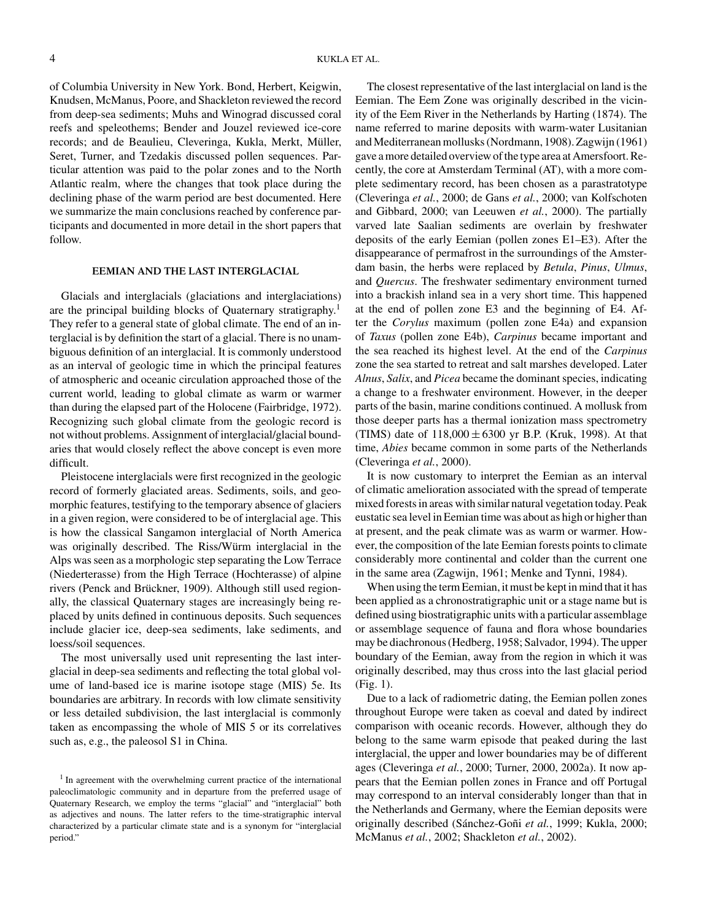of Columbia University in New York. Bond, Herbert, Keigwin, Knudsen, McManus, Poore, and Shackleton reviewed the record from deep-sea sediments; Muhs and Winograd discussed coral reefs and speleothems; Bender and Jouzel reviewed ice-core records; and de Beaulieu, Cleveringa, Kukla, Merkt, Müller, Seret, Turner, and Tzedakis discussed pollen sequences. Particular attention was paid to the polar zones and to the North Atlantic realm, where the changes that took place during the declining phase of the warm period are best documented. Here we summarize the main conclusions reached by conference participants and documented in more detail in the short papers that follow.

## EEMIAN AND THE LAST INTERGLACIAL

Glacials and interglacials (glaciations and interglaciations) are the principal building blocks of Quaternary stratigraphy.[1] They refer to a general state of global climate. The end of an interglacial is by definition the start of a glacial. There is no unambiguous definition of an interglacial. It is commonly understood as an interval of geologic time in which the principal features of atmospheric and oceanic circulation approached those of the current world, leading to global climate as warm or warmer than during the elapsed part of the Holocene (Fairbridge, 1972). Recognizing such global climate from the geologic record is not without problems. Assignment of interglacial/glacial boundaries that would closely reflect the above concept is even more difficult.

Pleistocene interglacials were first recognized in the geologic record of formerly glaciated areas. Sediments, soils, and geomorphic features, testifying to the temporary absence of glaciers in a given region, were considered to be of interglacial age. This is how the classical Sangamon interglacial of North America was originally described. The Riss/Würm interglacial in the Alps was seen as a morphologic step separating the Low Terrace (Niederterasse) from the High Terrace (Hochterasse) of alpine rivers (Penck and Brückner, 1909). Although still used regionally, the classical Quaternary stages are increasingly being replaced by units defined in continuous deposits. Such sequences include glacier ice, deep-sea sediments, lake sediments, and loess/soil sequences.

The most universally used unit representing the last interglacial in deep-sea sediments and reflecting the total global volume of land-based ice is marine isotope stage (MIS) 5e. Its boundaries are arbitrary. In records with low climate sensitivity or less detailed subdivision, the last interglacial is commonly taken as encompassing the whole of MIS 5 or its correlatives such as, e.g., the paleosol S1 in China.

[1] In agreement with the overwhelming current practice of the international paleoclimatologic community and in departure from the preferred usage of Quaternary Research, we employ the terms "glacial" and "interglacial" both as adjectives and nouns. The latter refers to the time-stratigraphic interval characterized by a particular climate state and is a synonym for "interglacial period."

The closest representative of the last interglacial on land is the Eemian. The Eem Zone was originally described in the vicinity of the Eem River in the Netherlands by Harting (1874). The name referred to marine deposits with warm-water Lusitanian and Mediterranean mollusks (Nordmann, 1908). Zagwijn (1961) gave a more detailed overview of the type area at Amersfoort. Recently, the core at Amsterdam Terminal (AT), with a more complete sedimentary record, has been chosen as a parastratotype (Cleveringa *et al.*, 2000; de Gans *et al.*, 2000; van Kolfschoten and Gibbard, 2000; van Leeuwen *et al.*, 2000). The partially varved late Saalian sediments are overlain by freshwater deposits of the early Eemian (pollen zones E1–E3). After the disappearance of permafrost in the surroundings of the Amsterdam basin, the herbs were replaced by *Betula*, *Pinus*, *Ulmus*, and *Quercus*. The freshwater sedimentary environment turned into a brackish inland sea in a very short time. This happened at the end of pollen zone E3 and the beginning of E4. After the *Corylus* maximum (pollen zone E4a) and expansion of *Taxus* (pollen zone E4b), *Carpinus* became important and the sea reached its highest level. At the end of the *Carpinus* zone the sea started to retreat and salt marshes developed. Later *Alnus*, *Salix*, and *Picea* became the dominant species, indicating a change to a freshwater environment. However, in the deeper parts of the basin, marine conditions continued. A mollusk from those deeper parts has a thermal ionization mass spectrometry (TIMS) date of $118{,}000 \pm 6300$ yr B.P. (Kruk, 1998). At that time, *Abies* became common in some parts of the Netherlands (Cleveringa *et al.*, 2000).

It is now customary to interpret the Eemian as an interval of climatic amelioration associated with the spread of temperate mixed forests in areas with similar natural vegetation today. Peak eustatic sea level in Eemian time was about as high or higher than at present, and the peak climate was as warm or warmer. However, the composition of the late Eemian forests points to climate considerably more continental and colder than the current one in the same area (Zagwijn, 1961; Menke and Tynni, 1984).

When using the term Eemian, it must be kept in mind that it has been applied as a chronostratigraphic unit or a stage name but is defined using biostratigraphic units with a particular assemblage or assemblage sequence of fauna and flora whose boundaries may be diachronous (Hedberg, 1958; Salvador, 1994). The upper boundary of the Eemian, away from the region in which it was originally described, may thus cross into the last glacial period (Fig. 1).

Due to a lack of radiometric dating, the Eemian pollen zones throughout Europe were taken as coeval and dated by indirect comparison with oceanic records. However, although they do belong to the same warm episode that peaked during the last interglacial, the upper and lower boundaries may be of different ages (Cleveringa *et al.*, 2000; Turner, 2000, 2002a). It now appears that the Eemian pollen zones in France and off Portugal may correspond to an interval considerably longer than that in the Netherlands and Germany, where the Eemian deposits were originally described (Sánchez-Goñi *et al.*, 1999; Kukla, 2000; McManus *et al.*, 2002; Shackleton *et al.*, 2002).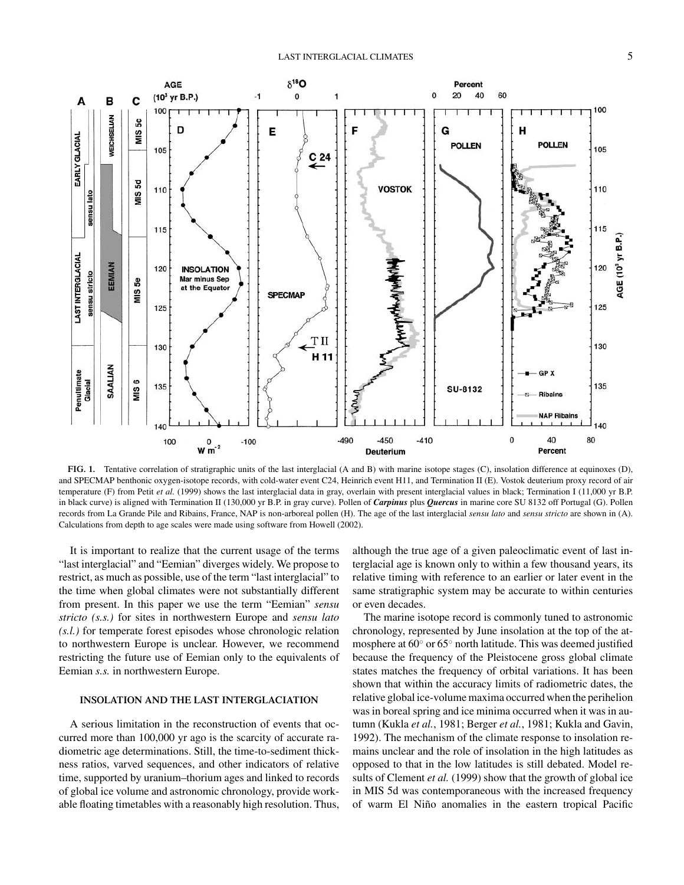**FIG. 1.** Tentative correlation of stratigraphic units of the last interglacial (A and B) with marine isotope stages (C), insolation difference at equinoxes (D), and SPECMAP benthonic oxygen-isotope records, with cold-water event C24, Heinrich event H11, and Termination II (E). Vostok deuterium proxy record of air temperature (F) from Petit *et al.* (1999) shows the last interglacial data in gray, overlain with present interglacial values in black; Termination I (11,000 yr B.P. in black curve) is aligned with Termination II (130,000 yr B.P. in gray curve). Pollen of ***Carpinus*** plus ***Quercus*** in marine core SU 8132 off Portugal (G). Pollen records from La Grande Pile and Ribains, France, NAP is non-arboreal pollen (H). The age of the last interglacial *sensu lato* and *sensu stricto* are shown in (A). Calculations from depth to age scales were made using software from Howell (2002).

It is important to realize that the current usage of the terms "last interglacial" and "Eemian" diverges widely. We propose to restrict, as much as possible, use of the term "last interglacial" to the time when global climates were not substantially different from present. In this paper we use the term "Eemian" *sensu stricto (s.s.)* for sites in northwestern Europe and *sensu lato (s.l.)* for temperate forest episodes whose chronologic relation to northwestern Europe is unclear. However, we recommend restricting the future use of Eemian only to the equivalents of Eemian *s.s.* in northwestern Europe.

## INSOLATION AND THE LAST INTERGLACIATION

A serious limitation in the reconstruction of events that occurred more than 100,000 yr ago is the scarcity of accurate radiometric age determinations. Still, the time-to-sediment thickness ratios, varved sequences, and other indicators of relative time, supported by uranium–thorium ages and linked to records of global ice volume and astronomic chronology, provide workable floating timetables with a reasonably high resolution. Thus, although the true age of a given paleoclimatic event of last interglacial age is known only to within a few thousand years, its relative timing with reference to an earlier or later event in the same stratigraphic system may be accurate to within centuries or even decades.

The marine isotope record is commonly tuned to astronomic chronology, represented by June insolation at the top of the atmosphere at 60° or 65° north latitude. This was deemed justified because the frequency of the Pleistocene gross global climate states matches the frequency of orbital variations. It has been shown that within the accuracy limits of radiometric dates, the relative global ice-volume maxima occurred when the perihelion was in boreal spring and ice minima occurred when it was in autumn (Kukla *et al.*, 1981; Berger *et al.*, 1981; Kukla and Gavin, 1992). The mechanism of the climate response to insolation remains unclear and the role of insolation in the high latitudes as opposed to that in the low latitudes is still debated. Model results of Clement *et al.* (1999) show that the growth of global ice in MIS 5d was contemporaneous with the increased frequency of warm El Niño anomalies in the eastern tropical Pacific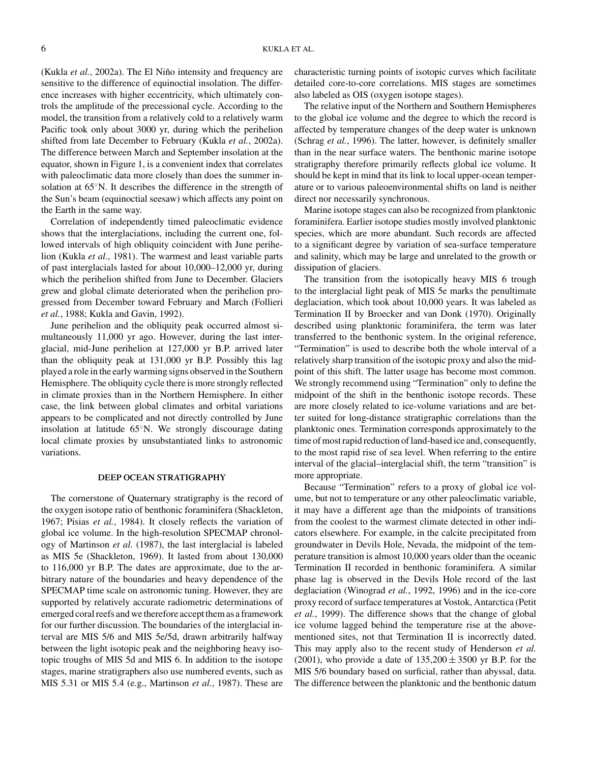(Kukla *et al.*, 2002a). The El Niño intensity and frequency are sensitive to the difference of equinoctial insolation. The difference increases with higher eccentricity, which ultimately controls the amplitude of the precessional cycle. According to the model, the transition from a relatively cold to a relatively warm Pacific took only about 3000 yr, during which the perihelion shifted from late December to February (Kukla *et al.*, 2002a). The difference between March and September insolation at the equator, shown in Figure 1, is a convenient index that correlates with paleoclimatic data more closely than does the summer insolation at 65°N. It describes the difference in the strength of the Sun's beam (equinoctial seesaw) which affects any point on the Earth in the same way.

Correlation of independently timed paleoclimatic evidence shows that the interglaciations, including the current one, followed intervals of high obliquity coincident with June perihelion (Kukla *et al.*, 1981). The warmest and least variable parts of past interglacials lasted for about 10,000–12,000 yr, during which the perihelion shifted from June to December. Glaciers grew and global climate deteriorated when the perihelion progressed from December toward February and March (Follieri *et al.*, 1988; Kukla and Gavin, 1992).

June perihelion and the obliquity peak occurred almost simultaneously 11,000 yr ago. However, during the last interglacial, mid-June perihelion at 127,000 yr B.P. arrived later than the obliquity peak at 131,000 yr B.P. Possibly this lag played a role in the early warming signs observed in the Southern Hemisphere. The obliquity cycle there is more strongly reflected in climate proxies than in the Northern Hemisphere. In either case, the link between global climates and orbital variations appears to be complicated and not directly controlled by June insolation at latitude 65°N. We strongly discourage dating local climate proxies by unsubstantiated links to astronomic variations.

## DEEP OCEAN STRATIGRAPHY

The cornerstone of Quaternary stratigraphy is the record of the oxygen isotope ratio of benthonic foraminifera (Shackleton, 1967; Pisias *et al.*, 1984). It closely reflects the variation of global ice volume. In the high-resolution SPECMAP chronology of Martinson *et al.* (1987), the last interglacial is labeled as MIS 5e (Shackleton, 1969). It lasted from about 130,000 to 116,000 yr B.P. The dates are approximate, due to the arbitrary nature of the boundaries and heavy dependence of the SPECMAP time scale on astronomic tuning. However, they are supported by relatively accurate radiometric determinations of emerged coral reefs and we therefore accept them as a framework for our further discussion. The boundaries of the interglacial interval are MIS 5/6 and MIS 5e/5d, drawn arbitrarily halfway between the light isotopic peak and the neighboring heavy isotopic troughs of MIS 5d and MIS 6. In addition to the isotope stages, marine stratigraphers also use numbered events, such as MIS 5.31 or MIS 5.4 (e.g., Martinson *et al.*, 1987). These are characteristic turning points of isotopic curves which facilitate detailed core-to-core correlations. MIS stages are sometimes also labeled as OIS (oxygen isotope stages).

The relative input of the Northern and Southern Hemispheres to the global ice volume and the degree to which the record is affected by temperature changes of the deep water is unknown (Schrag *et al.*, 1996). The latter, however, is definitely smaller than in the near surface waters. The benthonic marine isotope stratigraphy therefore primarily reflects global ice volume. It should be kept in mind that its link to local upper-ocean temperature or to various paleoenvironmental shifts on land is neither direct nor necessarily synchronous.

Marine isotope stages can also be recognized from planktonic foraminifera. Earlier isotope studies mostly involved planktonic species, which are more abundant. Such records are affected to a significant degree by variation of sea-surface temperature and salinity, which may be large and unrelated to the growth or dissipation of glaciers.

The transition from the isotopically heavy MIS 6 trough to the interglacial light peak of MIS 5e marks the penultimate deglaciation, which took about 10,000 years. It was labeled as Termination II by Broecker and van Donk (1970). Originally described using planktonic foraminifera, the term was later transferred to the benthonic system. In the original reference, "Termination" is used to describe both the whole interval of a relatively sharp transition of the isotopic proxy and also the midpoint of this shift. The latter usage has become most common. We strongly recommend using "Termination" only to define the midpoint of the shift in the benthonic isotope records. These are more closely related to ice-volume variations and are better suited for long-distance stratigraphic correlations than the planktonic ones. Termination corresponds approximately to the time of most rapid reduction of land-based ice and, consequently, to the most rapid rise of sea level. When referring to the entire interval of the glacial–interglacial shift, the term "transition" is more appropriate.

Because "Termination" refers to a proxy of global ice volume, but not to temperature or any other paleoclimatic variable, it may have a different age than the midpoints of transitions from the coolest to the warmest climate detected in other indicators elsewhere. For example, in the calcite precipitated from groundwater in Devils Hole, Nevada, the midpoint of the temperature transition is almost 10,000 years older than the oceanic Termination II recorded in benthonic foraminifera. A similar phase lag is observed in the Devils Hole record of the last deglaciation (Winograd *et al.*, 1992, 1996) and in the ice-core proxy record of surface temperatures at Vostok, Antarctica (Petit *et al.*, 1999). The difference shows that the change of global ice volume lagged behind the temperature rise at the above-mentioned sites, not that Termination II is incorrectly dated. This may apply also to the recent study of Henderson *et al.* (2001), who provide a date of $135{,}200 \pm 3500$ yr B.P. for the MIS 5/6 boundary based on surficial, rather than abyssal, data. The difference between the planktonic and the benthonic datum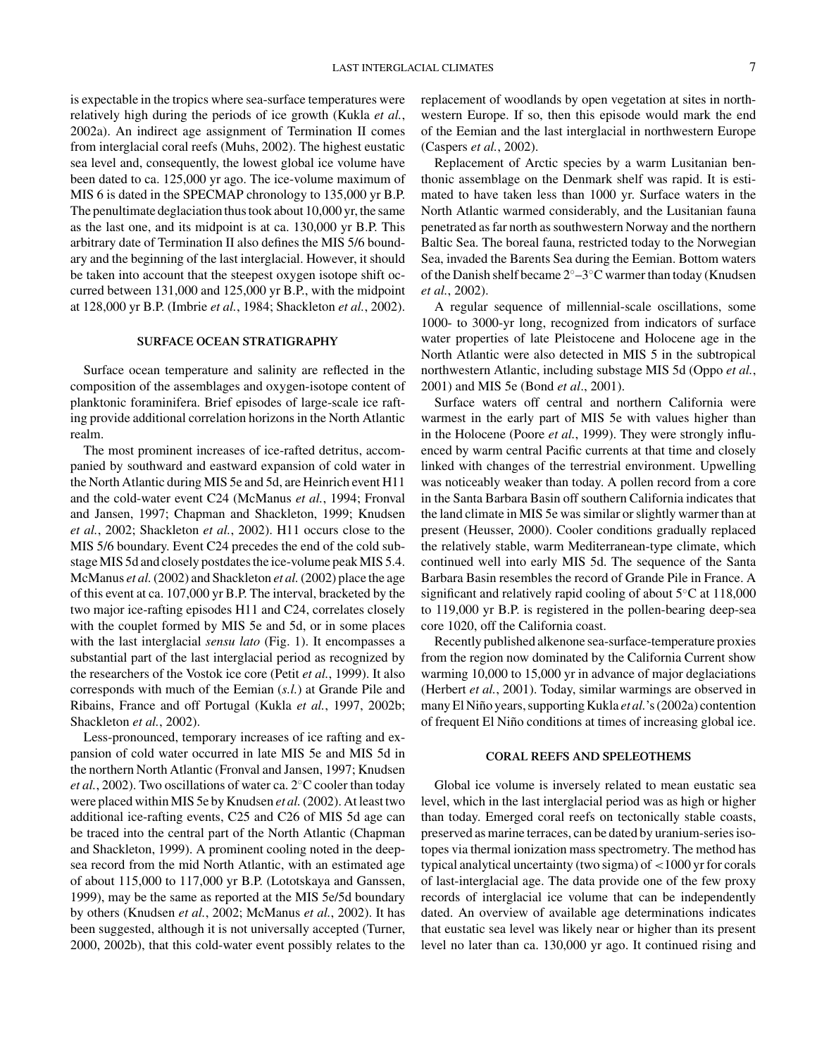is expectable in the tropics where sea-surface temperatures were relatively high during the periods of ice growth (Kukla *et al.*, 2002a). An indirect age assignment of Termination II comes from interglacial coral reefs (Muhs, 2002). The highest eustatic sea level and, consequently, the lowest global ice volume have been dated to ca. 125,000 yr ago. The ice-volume maximum of MIS 6 is dated in the SPECMAP chronology to 135,000 yr B.P. The penultimate deglaciation thus took about 10,000 yr, the same as the last one, and its midpoint is at ca. 130,000 yr B.P. This arbitrary date of Termination II also defines the MIS 5/6 boundary and the beginning of the last interglacial. However, it should be taken into account that the steepest oxygen isotope shift occurred between 131,000 and 125,000 yr B.P., with the midpoint at 128,000 yr B.P. (Imbrie *et al.*, 1984; Shackleton *et al.*, 2002).

## SURFACE OCEAN STRATIGRAPHY

Surface ocean temperature and salinity are reflected in the composition of the assemblages and oxygen-isotope content of planktonic foraminifera. Brief episodes of large-scale ice rafting provide additional correlation horizons in the North Atlantic realm.

The most prominent increases of ice-rafted detritus, accompanied by southward and eastward expansion of cold water in the North Atlantic during MIS 5e and 5d, are Heinrich event H11 and the cold-water event C24 (McManus *et al.*, 1994; Fronval and Jansen, 1997; Chapman and Shackleton, 1999; Knudsen *et al.*, 2002; Shackleton *et al.*, 2002). H11 occurs close to the MIS 5/6 boundary. Event C24 precedes the end of the cold substage MIS 5d and closely postdates the ice-volume peak MIS 5.4. McManus *et al.* (2002) and Shackleton *et al.* (2002) place the age of this event at ca. 107,000 yr B.P. The interval, bracketed by the two major ice-rafting episodes H11 and C24, correlates closely with the couplet formed by MIS 5e and 5d, or in some places with the last interglacial *sensu lato* (Fig. 1). It encompasses a substantial part of the last interglacial period as recognized by the researchers of the Vostok ice core (Petit *et al.*, 1999). It also corresponds with much of the Eemian (*s.l.*) at Grande Pile and Ribains, France and off Portugal (Kukla *et al.*, 1997, 2002b; Shackleton *et al.*, 2002).

Less-pronounced, temporary increases of ice rafting and expansion of cold water occurred in late MIS 5e and MIS 5d in the northern North Atlantic (Fronval and Jansen, 1997; Knudsen *et al.*, 2002). Two oscillations of water ca. 2°C cooler than today were placed within MIS 5e by Knudsen *et al.* (2002). At least two additional ice-rafting events, C25 and C26 of MIS 5d age can be traced into the central part of the North Atlantic (Chapman and Shackleton, 1999). A prominent cooling noted in the deep-sea record from the mid North Atlantic, with an estimated age of about 115,000 to 117,000 yr B.P. (Lototskaya and Ganssen, 1999), may be the same as reported at the MIS 5e/5d boundary by others (Knudsen *et al.*, 2002; McManus *et al.*, 2002). It has been suggested, although it is not universally accepted (Turner, 2000, 2002b), that this cold-water event possibly relates to the replacement of woodlands by open vegetation at sites in northwestern Europe. If so, then this episode would mark the end of the Eemian and the last interglacial in northwestern Europe (Caspers *et al.*, 2002).

Replacement of Arctic species by a warm Lusitanian benthonic assemblage on the Denmark shelf was rapid. It is estimated to have taken less than 1000 yr. Surface waters in the North Atlantic warmed considerably, and the Lusitanian fauna penetrated as far north as southwestern Norway and the northern Baltic Sea. The boreal fauna, restricted today to the Norwegian Sea, invaded the Barents Sea during the Eemian. Bottom waters of the Danish shelf became 2°–3°C warmer than today (Knudsen *et al.*, 2002).

A regular sequence of millennial-scale oscillations, some 1000- to 3000-yr long, recognized from indicators of surface water properties of late Pleistocene and Holocene age in the North Atlantic were also detected in MIS 5 in the subtropical northwestern Atlantic, including substage MIS 5d (Oppo *et al.*, 2001) and MIS 5e (Bond *et al*., 2001).

Surface waters off central and northern California were warmest in the early part of MIS 5e with values higher than in the Holocene (Poore *et al.*, 1999). They were strongly influenced by warm central Pacific currents at that time and closely linked with changes of the terrestrial environment. Upwelling was noticeably weaker than today. A pollen record from a core in the Santa Barbara Basin off southern California indicates that the land climate in MIS 5e was similar or slightly warmer than at present (Heusser, 2000). Cooler conditions gradually replaced the relatively stable, warm Mediterranean-type climate, which continued well into early MIS 5d. The sequence of the Santa Barbara Basin resembles the record of Grande Pile in France. A significant and relatively rapid cooling of about 5°C at 118,000 to 119,000 yr B.P. is registered in the pollen-bearing deep-sea core 1020, off the California coast.

Recently published alkenone sea-surface-temperature proxies from the region now dominated by the California Current show warming 10,000 to 15,000 yr in advance of major deglaciations (Herbert *et al.*, 2001). Today, similar warmings are observed in many El Niño years, supporting Kukla *et al.*'s (2002a) contention of frequent El Niño conditions at times of increasing global ice.

## CORAL REEFS AND SPELEOTHEMS

Global ice volume is inversely related to mean eustatic sea level, which in the last interglacial period was as high or higher than today. Emerged coral reefs on tectonically stable coasts, preserved as marine terraces, can be dated by uranium-series isotopes via thermal ionization mass spectrometry. The method has typical analytical uncertainty (two sigma) of <1000 yr for corals of last-interglacial age. The data provide one of the few proxy records of interglacial ice volume that can be independently dated. An overview of available age determinations indicates that eustatic sea level was likely near or higher than its present level no later than ca. 130,000 yr ago. It continued rising and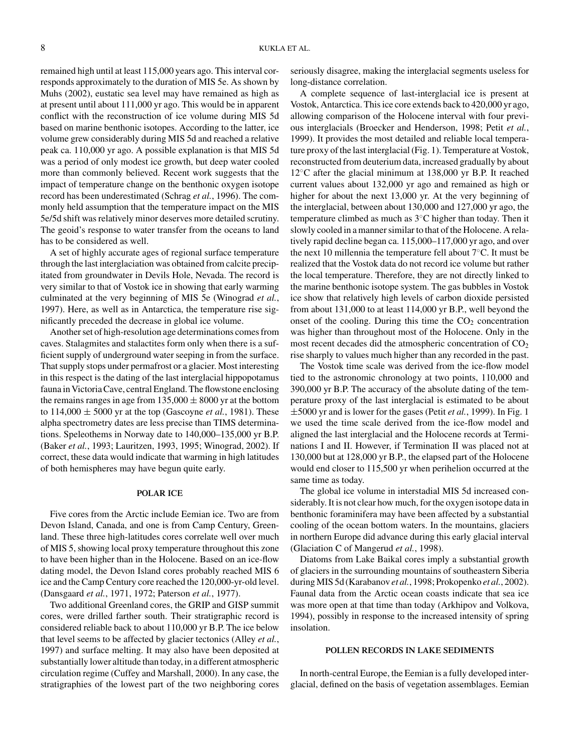remained high until at least 115,000 years ago. This interval corresponds approximately to the duration of MIS 5e. As shown by Muhs (2002), eustatic sea level may have remained as high as at present until about 111,000 yr ago. This would be in apparent conflict with the reconstruction of ice volume during MIS 5d based on marine benthonic isotopes. According to the latter, ice volume grew considerably during MIS 5d and reached a relative peak ca. 110,000 yr ago. A possible explanation is that MIS 5d was a period of only modest ice growth, but deep water cooled more than commonly believed. Recent work suggests that the impact of temperature change on the benthonic oxygen isotope record has been underestimated (Schrag *et al.*, 1996). The commonly held assumption that the temperature impact on the MIS 5e/5d shift was relatively minor deserves more detailed scrutiny. The geoid's response to water transfer from the oceans to land has to be considered as well.

A set of highly accurate ages of regional surface temperature through the last interglaciation was obtained from calcite precipitated from groundwater in Devils Hole, Nevada. The record is very similar to that of Vostok ice in showing that early warming culminated at the very beginning of MIS 5e (Winograd *et al.*, 1997). Here, as well as in Antarctica, the temperature rise significantly preceded the decrease in global ice volume.

Another set of high-resolution age determinations comes from caves. Stalagmites and stalactites form only when there is a sufficient supply of underground water seeping in from the surface. That supply stops under permafrost or a glacier. Most interesting in this respect is the dating of the last interglacial hippopotamus fauna in Victoria Cave, central England. The flowstone enclosing the remains ranges in age from $135,000 \pm 8000$ yr at the bottom to $114,000 \pm 5000$ yr at the top (Gascoyne *et al.*, 1981). These alpha spectrometry dates are less precise than TIMS determinations. Speleothems in Norway date to 140,000–135,000 yr B.P. (Baker *et al.*, 1993; Lauritzen, 1993, 1995; Winograd, 2002). If correct, these data would indicate that warming in high latitudes of both hemispheres may have begun quite early.

## POLAR ICE

Five cores from the Arctic include Eemian ice. Two are from Devon Island, Canada, and one is from Camp Century, Greenland. These three high-latitudes cores correlate well over much of MIS 5, showing local proxy temperature throughout this zone to have been higher than in the Holocene. Based on an ice-flow dating model, the Devon Island cores probably reached MIS 6 ice and the Camp Century core reached the 120,000-yr-old level. (Dansgaard *et al.*, 1971, 1972; Paterson *et al.*, 1977).

Two additional Greenland cores, the GRIP and GISP summit cores, were drilled farther south. Their stratigraphic record is considered reliable back to about 110,000 yr B.P. The ice below that level seems to be affected by glacier tectonics (Alley *et al.*, 1997) and surface melting. It may also have been deposited at substantially lower altitude than today, in a different atmospheric circulation regime (Cuffey and Marshall, 2000). In any case, the stratigraphies of the lowest part of the two neighboring cores seriously disagree, making the interglacial segments useless for long-distance correlation.

A complete sequence of last-interglacial ice is present at Vostok, Antarctica. This ice core extends back to 420,000 yr ago, allowing comparison of the Holocene interval with four previous interglacials (Broecker and Henderson, 1998; Petit *et al.*, 1999). It provides the most detailed and reliable local temperature proxy of the last interglacial (Fig. 1). Temperature at Vostok, reconstructed from deuterium data, increased gradually by about 12°C after the glacial minimum at 138,000 yr B.P. It reached current values about 132,000 yr ago and remained as high or higher for about the next 13,000 yr. At the very beginning of the interglacial, between about 130,000 and 127,000 yr ago, the temperature climbed as much as 3°C higher than today. Then it slowly cooled in a manner similar to that of the Holocene. A relatively rapid decline began ca. 115,000–117,000 yr ago, and over the next 10 millennia the temperature fell about 7°C. It must be realized that the Vostok data do not record ice volume but rather the local temperature. Therefore, they are not directly linked to the marine benthonic isotope system. The gas bubbles in Vostok ice show that relatively high levels of carbon dioxide persisted from about 131,000 to at least 114,000 yr B.P., well beyond the onset of the cooling. During this time the $CO_2$ concentration was higher than throughout most of the Holocene. Only in the most recent decades did the atmospheric concentration of $CO_2$ rise sharply to values much higher than any recorded in the past.

The Vostok time scale was derived from the ice-flow model tied to the astronomic chronology at two points, 110,000 and 390,000 yr B.P. The accuracy of the absolute dating of the temperature proxy of the last interglacial is estimated to be about $\pm 5000$ yr and is lower for the gases (Petit *et al.*, 1999). In Fig. 1 we used the time scale derived from the ice-flow model and aligned the last interglacial and the Holocene records at Terminations I and II. However, if Termination II was placed not at 130,000 but at 128,000 yr B.P., the elapsed part of the Holocene would end closer to 115,500 yr when perihelion occurred at the same time as today.

The global ice volume in interstadial MIS 5d increased considerably. It is not clear how much, for the oxygen isotope data in benthonic foraminifera may have been affected by a substantial cooling of the ocean bottom waters. In the mountains, glaciers in northern Europe did advance during this early glacial interval (Glaciation C of Mangerud *et al.*, 1998).

Diatoms from Lake Baikal cores imply a substantial growth of glaciers in the surrounding mountains of southeastern Siberia during MIS 5d (Karabanov *et al.*, 1998; Prokopenko *et al.*, 2002). Faunal data from the Arctic ocean coasts indicate that sea ice was more open at that time than today (Arkhipov and Volkova, 1994), possibly in response to the increased intensity of spring insolation.

## POLLEN RECORDS IN LAKE SEDIMENTS

In north-central Europe, the Eemian is a fully developed interglacial, defined on the basis of vegetation assemblages. Eemian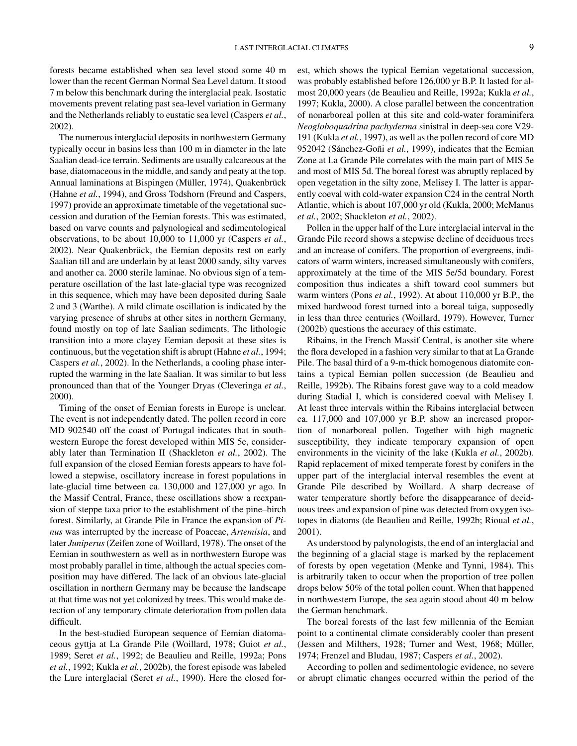forests became established when sea level stood some 40 m lower than the recent German Normal Sea Level datum. It stood 7 m below this benchmark during the interglacial peak. Isostatic movements prevent relating past sea-level variation in Germany and the Netherlands reliably to eustatic sea level (Caspers *et al.*, 2002).

The numerous interglacial deposits in northwestern Germany typically occur in basins less than 100 m in diameter in the late Saalian dead-ice terrain. Sediments are usually calcareous at the base, diatomaceous in the middle, and sandy and peaty at the top. Annual laminations at Bispingen (Müller, 1974), Quakenbrück (Hahne *et al.*, 1994), and Gross Todshorn (Freund and Caspers, 1997) provide an approximate timetable of the vegetational succession and duration of the Eemian forests. This was estimated, based on varve counts and palynological and sedimentological observations, to be about 10,000 to 11,000 yr (Caspers *et al.*, 2002). Near Quakenbrück, the Eemian deposits rest on early Saalian till and are underlain by at least 2000 sandy, silty varves and another ca. 2000 sterile laminae. No obvious sign of a temperature oscillation of the last late-glacial type was recognized in this sequence, which may have been deposited during Saale 2 and 3 (Warthe). A mild climate oscillation is indicated by the varying presence of shrubs at other sites in northern Germany, found mostly on top of late Saalian sediments. The lithologic transition into a more clayey Eemian deposit at these sites is continuous, but the vegetation shift is abrupt (Hahne *et al.*, 1994; Caspers *et al.*, 2002). In the Netherlands, a cooling phase interrupted the warming in the late Saalian. It was similar to but less pronounced than that of the Younger Dryas (Cleveringa *et al.*, 2000).

Timing of the onset of Eemian forests in Europe is unclear. The event is not independently dated. The pollen record in core MD 902540 off the coast of Portugal indicates that in southwestern Europe the forest developed within MIS 5e, considerably later than Termination II (Shackleton *et al.*, 2002). The full expansion of the closed Eemian forests appears to have followed a stepwise, oscillatory increase in forest populations in late-glacial time between ca. 130,000 and 127,000 yr ago. In the Massif Central, France, these oscillations show a reexpansion of steppe taxa prior to the establishment of the pine–birch forest. Similarly, at Grande Pile in France the expansion of *Pinus* was interrupted by the increase of Poaceae, *Artemisia*, and later *Juniperus* (Zeifen zone of Woillard, 1978). The onset of the Eemian in southwestern as well as in northwestern Europe was most probably parallel in time, although the actual species composition may have differed. The lack of an obvious late-glacial oscillation in northern Germany may be because the landscape at that time was not yet colonized by trees. This would make detection of any temporary climate deterioration from pollen data difficult.

In the best-studied European sequence of Eemian diatomaceous gyttja at La Grande Pile (Woillard, 1978; Guiot *et al.*, 1989; Seret *et al.*, 1992; de Beaulieu and Reille, 1992a; Pons *et al.*, 1992; Kukla *et al.*, 2002b), the forest episode was labeled the Lure interglacial (Seret *et al.*, 1990). Here the closed forest, which shows the typical Eemian vegetational succession, was probably established before 126,000 yr B.P. It lasted for almost 20,000 years (de Beaulieu and Reille, 1992a; Kukla *et al.*, 1997; Kukla, 2000). A close parallel between the concentration of nonarboreal pollen at this site and cold-water foraminifera *Neogloboquadrina pachyderma* sinistral in deep-sea core V29-191 (Kukla *et al.*, 1997), as well as the pollen record of core MD 952042 (Sánchez-Goñi *et al.*, 1999), indicates that the Eemian Zone at La Grande Pile correlates with the main part of MIS 5e and most of MIS 5d. The boreal forest was abruptly replaced by open vegetation in the silty zone, Melisey I. The latter is apparently coeval with cold-water expansion C24 in the central North Atlantic, which is about 107,000 yr old (Kukla, 2000; McManus *et al.*, 2002; Shackleton *et al.*, 2002).

Pollen in the upper half of the Lure interglacial interval in the Grande Pile record shows a stepwise decline of deciduous trees and an increase of conifers. The proportion of evergreens, indicators of warm winters, increased simultaneously with conifers, approximately at the time of the MIS 5e/5d boundary. Forest composition thus indicates a shift toward cool summers but warm winters (Pons *et al.*, 1992). At about 110,000 yr B.P., the mixed hardwood forest turned into a boreal taiga, supposedly in less than three centuries (Woillard, 1979). However, Turner (2002b) questions the accuracy of this estimate.

Ribains, in the French Massif Central, is another site where the flora developed in a fashion very similar to that at La Grande Pile. The basal third of a 9-m-thick homogenous diatomite contains a typical Eemian pollen succession (de Beaulieu and Reille, 1992b). The Ribains forest gave way to a cold meadow during Stadial I, which is considered coeval with Melisey I. At least three intervals within the Ribains interglacial between ca. 117,000 and 107,000 yr B.P. show an increased proportion of nonarboreal pollen. Together with high magnetic susceptibility, they indicate temporary expansion of open environments in the vicinity of the lake (Kukla *et al.*, 2002b). Rapid replacement of mixed temperate forest by conifers in the upper part of the interglacial interval resembles the event at Grande Pile described by Woillard. A sharp decrease of water temperature shortly before the disappearance of deciduous trees and expansion of pine was detected from oxygen isotopes in diatoms (de Beaulieu and Reille, 1992b; Rioual *et al.*, 2001).

As understood by palynologists, the end of an interglacial and the beginning of a glacial stage is marked by the replacement of forests by open vegetation (Menke and Tynni, 1984). This is arbitrarily taken to occur when the proportion of tree pollen drops below 50% of the total pollen count. When that happened in northwestern Europe, the sea again stood about 40 m below the German benchmark.

The boreal forests of the last few millennia of the Eemian point to a continental climate considerably cooler than present (Jessen and Milthers, 1928; Turner and West, 1968; Müller, 1974; Frenzel and Bludau, 1987; Caspers *et al.*, 2002).

According to pollen and sedimentologic evidence, no severe or abrupt climatic changes occurred within the period of the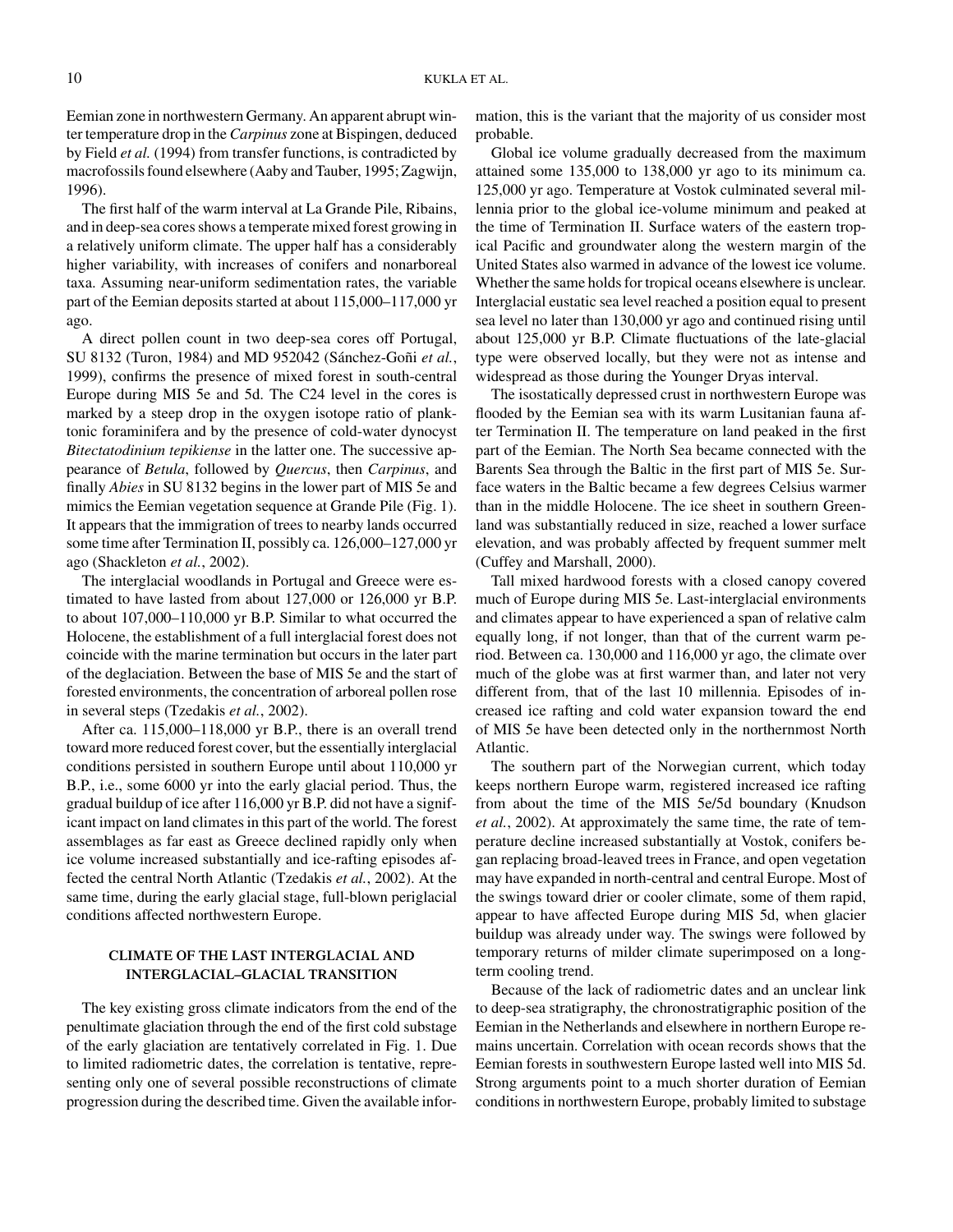Eemian zone in northwestern Germany. An apparent abrupt winter temperature drop in the *Carpinus* zone at Bispingen, deduced by Field *et al.* (1994) from transfer functions, is contradicted by macrofossils found elsewhere (Aaby and Tauber, 1995; Zagwijn, 1996).

The first half of the warm interval at La Grande Pile, Ribains, and in deep-sea cores shows a temperate mixed forest growing in a relatively uniform climate. The upper half has a considerably higher variability, with increases of conifers and nonarboreal taxa. Assuming near-uniform sedimentation rates, the variable part of the Eemian deposits started at about 115,000–117,000 yr ago.

A direct pollen count in two deep-sea cores off Portugal, SU 8132 (Turon, 1984) and MD 952042 (Sánchez-Goñi *et al.*, 1999), confirms the presence of mixed forest in south-central Europe during MIS 5e and 5d. The C24 level in the cores is marked by a steep drop in the oxygen isotope ratio of planktonic foraminifera and by the presence of cold-water dynocyst *Bitectatodinium tepikiense* in the latter one. The successive appearance of *Betula*, followed by *Quercus*, then *Carpinus*, and finally *Abies* in SU 8132 begins in the lower part of MIS 5e and mimics the Eemian vegetation sequence at Grande Pile (Fig. 1). It appears that the immigration of trees to nearby lands occurred some time after Termination II, possibly ca. 126,000–127,000 yr ago (Shackleton *et al.*, 2002).

The interglacial woodlands in Portugal and Greece were estimated to have lasted from about 127,000 or 126,000 yr B.P. to about 107,000–110,000 yr B.P. Similar to what occurred the Holocene, the establishment of a full interglacial forest does not coincide with the marine termination but occurs in the later part of the deglaciation. Between the base of MIS 5e and the start of forested environments, the concentration of arboreal pollen rose in several steps (Tzedakis *et al.*, 2002).

After ca. 115,000–118,000 yr B.P., there is an overall trend toward more reduced forest cover, but the essentially interglacial conditions persisted in southern Europe until about 110,000 yr B.P., i.e., some 6000 yr into the early glacial period. Thus, the gradual buildup of ice after 116,000 yr B.P. did not have a significant impact on land climates in this part of the world. The forest assemblages as far east as Greece declined rapidly only when ice volume increased substantially and ice-rafting episodes affected the central North Atlantic (Tzedakis *et al.*, 2002). At the same time, during the early glacial stage, full-blown periglacial conditions affected northwestern Europe.

## CLIMATE OF THE LAST INTERGLACIAL AND INTERGLACIAL–GLACIAL TRANSITION

The key existing gross climate indicators from the end of the penultimate glaciation through the end of the first cold substage of the early glaciation are tentatively correlated in Fig. 1. Due to limited radiometric dates, the correlation is tentative, representing only one of several possible reconstructions of climate progression during the described time. Given the available information, this is the variant that the majority of us consider most probable.

Global ice volume gradually decreased from the maximum attained some 135,000 to 138,000 yr ago to its minimum ca. 125,000 yr ago. Temperature at Vostok culminated several millennia prior to the global ice-volume minimum and peaked at the time of Termination II. Surface waters of the eastern tropical Pacific and groundwater along the western margin of the United States also warmed in advance of the lowest ice volume. Whether the same holds for tropical oceans elsewhere is unclear. Interglacial eustatic sea level reached a position equal to present sea level no later than 130,000 yr ago and continued rising until about 125,000 yr B.P. Climate fluctuations of the late-glacial type were observed locally, but they were not as intense and widespread as those during the Younger Dryas interval.

The isostatically depressed crust in northwestern Europe was flooded by the Eemian sea with its warm Lusitanian fauna after Termination II. The temperature on land peaked in the first part of the Eemian. The North Sea became connected with the Barents Sea through the Baltic in the first part of MIS 5e. Surface waters in the Baltic became a few degrees Celsius warmer than in the middle Holocene. The ice sheet in southern Greenland was substantially reduced in size, reached a lower surface elevation, and was probably affected by frequent summer melt (Cuffey and Marshall, 2000).

Tall mixed hardwood forests with a closed canopy covered much of Europe during MIS 5e. Last-interglacial environments and climates appear to have experienced a span of relative calm equally long, if not longer, than that of the current warm period. Between ca. 130,000 and 116,000 yr ago, the climate over much of the globe was at first warmer than, and later not very different from, that of the last 10 millennia. Episodes of increased ice rafting and cold water expansion toward the end of MIS 5e have been detected only in the northernmost North Atlantic.

The southern part of the Norwegian current, which today keeps northern Europe warm, registered increased ice rafting from about the time of the MIS 5e/5d boundary (Knudson *et al.*, 2002). At approximately the same time, the rate of temperature decline increased substantially at Vostok, conifers began replacing broad-leaved trees in France, and open vegetation may have expanded in north-central and central Europe. Most of the swings toward drier or cooler climate, some of them rapid, appear to have affected Europe during MIS 5d, when glacier buildup was already under way. The swings were followed by temporary returns of milder climate superimposed on a long-term cooling trend.

Because of the lack of radiometric dates and an unclear link to deep-sea stratigraphy, the chronostratigraphic position of the Eemian in the Netherlands and elsewhere in northern Europe remains uncertain. Correlation with ocean records shows that the Eemian forests in southwestern Europe lasted well into MIS 5d. Strong arguments point to a much shorter duration of Eemian conditions in northwestern Europe, probably limited to substage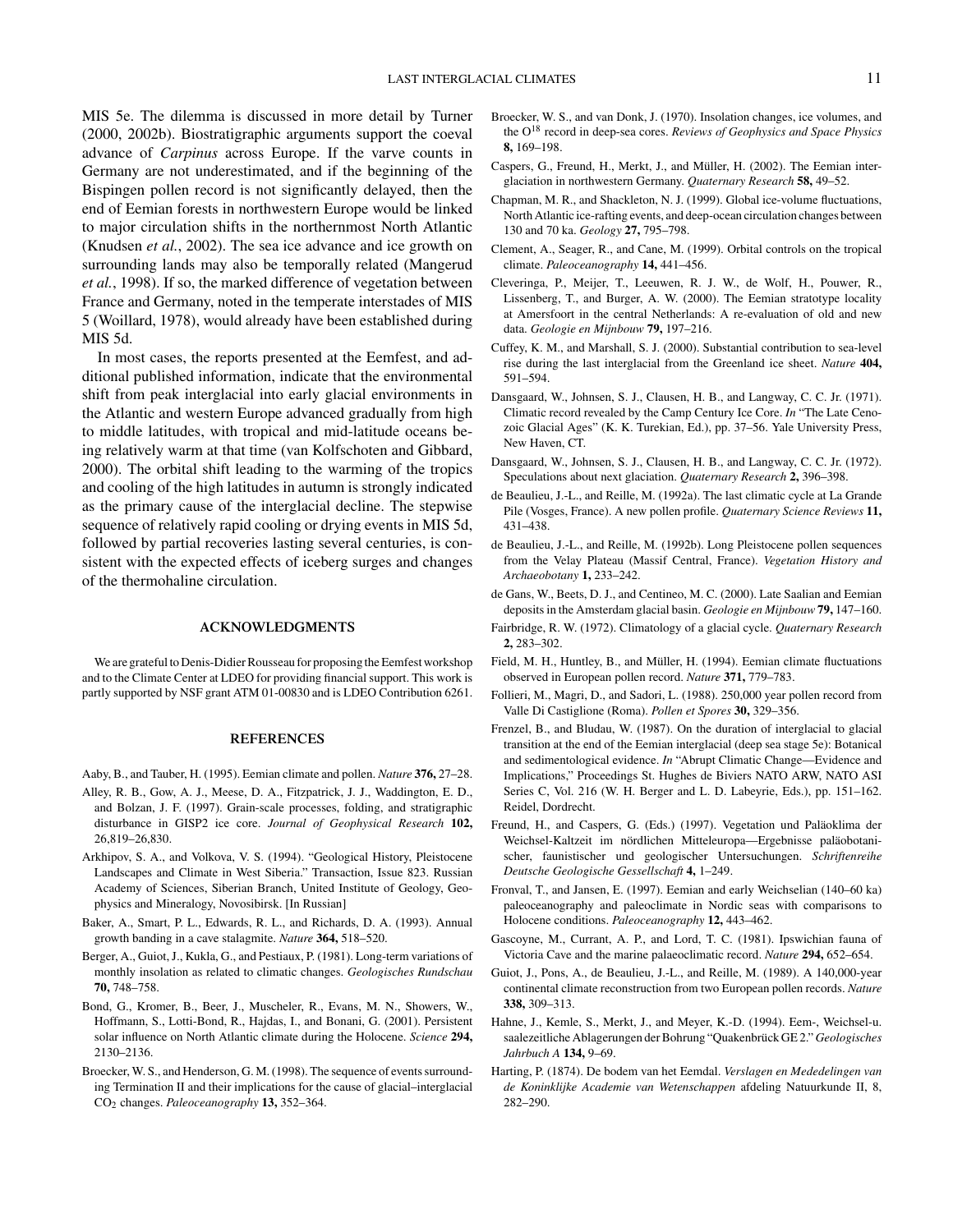MIS 5e. The dilemma is discussed in more detail by Turner (2000, 2002b). Biostratigraphic arguments support the coeval advance of *Carpinus* across Europe. If the varve counts in Germany are not underestimated, and if the beginning of the Bispingen pollen record is not significantly delayed, then the end of Eemian forests in northwestern Europe would be linked to major circulation shifts in the northernmost North Atlantic (Knudsen *et al.*, 2002). The sea ice advance and ice growth on surrounding lands may also be temporally related (Mangerud *et al.*, 1998). If so, the marked difference of vegetation between France and Germany, noted in the temperate interstades of MIS 5 (Woillard, 1978), would already have been established during MIS 5d.

In most cases, the reports presented at the Eemfest, and additional published information, indicate that the environmental shift from peak interglacial into early glacial environments in the Atlantic and western Europe advanced gradually from high to middle latitudes, with tropical and mid-latitude oceans being relatively warm at that time (van Kolfschoten and Gibbard, 2000). The orbital shift leading to the warming of the tropics and cooling of the high latitudes in autumn is strongly indicated as the primary cause of the interglacial decline. The stepwise sequence of relatively rapid cooling or drying events in MIS 5d, followed by partial recoveries lasting several centuries, is consistent with the expected effects of iceberg surges and changes of the thermohaline circulation.

## ACKNOWLEDGMENTS

We are grateful to Denis-Didier Rousseau for proposing the Eemfest workshop and to the Climate Center at LDEO for providing financial support. This work is partly supported by NSF grant ATM 01-00830 and is LDEO Contribution 6261.

## REFERENCES

Aaby, B., and Tauber, H. (1995). Eemian climate and pollen. *Nature* **376,** 27–28.

Alley, R. B., Gow, A. J., Meese, D. A., Fitzpatrick, J. J., Waddington, E. D., and Bolzan, J. F. (1997). Grain-scale processes, folding, and stratigraphic disturbance in GISP2 ice core. *Journal of Geophysical Research* **102,** 26,819–26,830.

Arkhipov, S. A., and Volkova, V. S. (1994). "Geological History, Pleistocene Landscapes and Climate in West Siberia." Transaction, Issue 823. Russian Academy of Sciences, Siberian Branch, United Institute of Geology, Geophysics and Mineralogy, Novosibirsk. [In Russian]

Baker, A., Smart, P. L., Edwards, R. L., and Richards, D. A. (1993). Annual growth banding in a cave stalagmite. *Nature* **364,** 518–520.

Berger, A., Guiot, J., Kukla, G., and Pestiaux, P. (1981). Long-term variations of monthly insolation as related to climatic changes. *Geologisches Rundschau* **70,** 748–758.

Bond, G., Kromer, B., Beer, J., Muscheler, R., Evans, M. N., Showers, W., Hoffmann, S., Lotti-Bond, R., Hajdas, I., and Bonani, G. (2001). Persistent solar influence on North Atlantic climate during the Holocene. *Science* **294,** 2130–2136.

Broecker, W. S., and Henderson, G. M. (1998). The sequence of events surrounding Termination II and their implications for the cause of glacial–interglacial $CO_2$ changes. *Paleoceanography* **13,** 352–364.

Broecker, W. S., and van Donk, J. (1970). Insolation changes, ice volumes, and the $O^{18}$ record in deep-sea cores. *Reviews of Geophysics and Space Physics* **8,** 169–198.

Caspers, G., Freund, H., Merkt, J., and Müller, H. (2002). The Eemian interglaciation in northwestern Germany. *Quaternary Research* **58,** 49–52.

Chapman, M. R., and Shackleton, N. J. (1999). Global ice-volume fluctuations, North Atlantic ice-rafting events, and deep-ocean circulation changes between 130 and 70 ka. *Geology* **27,** 795–798.

Clement, A., Seager, R., and Cane, M. (1999). Orbital controls on the tropical climate. *Paleoceanography* **14,** 441–456.

Cleveringa, P., Meijer, T., Leeuwen, R. J. W., de Wolf, H., Pouwer, R., Lissenberg, T., and Burger, A. W. (2000). The Eemian stratotype locality at Amersfoort in the central Netherlands: A re-evaluation of old and new data. *Geologie en Mijnbouw* **79,** 197–216.

Cuffey, K. M., and Marshall, S. J. (2000). Substantial contribution to sea-level rise during the last interglacial from the Greenland ice sheet. *Nature* **404,** 591–594.

Dansgaard, W., Johnsen, S. J., Clausen, H. B., and Langway, C. C. Jr. (1971). Climatic record revealed by the Camp Century Ice Core. *In* "The Late Cenozoic Glacial Ages" (K. K. Turekian, Ed.), pp. 37–56. Yale University Press, New Haven, CT.

Dansgaard, W., Johnsen, S. J., Clausen, H. B., and Langway, C. C. Jr. (1972). Speculations about next glaciation. *Quaternary Research* **2,** 396–398.

de Beaulieu, J.-L., and Reille, M. (1992a). The last climatic cycle at La Grande Pile (Vosges, France). A new pollen profile. *Quaternary Science Reviews* **11,** 431–438.

de Beaulieu, J.-L., and Reille, M. (1992b). Long Pleistocene pollen sequences from the Velay Plateau (Massif Central, France). *Vegetation History and Archaeobotany* **1,** 233–242.

de Gans, W., Beets, D. J., and Centineo, M. C. (2000). Late Saalian and Eemian deposits in the Amsterdam glacial basin. *Geologie en Mijnbouw* **79,** 147–160.

Fairbridge, R. W. (1972). Climatology of a glacial cycle. *Quaternary Research* **2,** 283–302.

Field, M. H., Huntley, B., and Müller, H. (1994). Eemian climate fluctuations observed in European pollen record. *Nature* **371,** 779–783.

Follieri, M., Magri, D., and Sadori, L. (1988). 250,000 year pollen record from Valle Di Castiglione (Roma). *Pollen et Spores* **30,** 329–356.

Frenzel, B., and Bludau, W. (1987). On the duration of interglacial to glacial transition at the end of the Eemian interglacial (deep sea stage 5e): Botanical and sedimentological evidence. *In* "Abrupt Climatic Change—Evidence and Implications," Proceedings St. Hughes de Biviers NATO ARW, NATO ASI Series C, Vol. 216 (W. H. Berger and L. D. Labeyrie, Eds.), pp. 151–162. Reidel, Dordrecht.

Freund, H., and Caspers, G. (Eds.) (1997). Vegetation und Paläoklima der Weichsel-Kaltzeit im nördlichen Mitteleuropa—Ergebnisse paläobotanischer, faunistischer und geologischer Untersuchungen. *Schriftenreihe Deutsche Geologische Gessellschaft* **4,** 1–249.

Fronval, T., and Jansen, E. (1997). Eemian and early Weichselian (140–60 ka) paleoceanography and paleoclimate in Nordic seas with comparisons to Holocene conditions. *Paleoceanography* **12,** 443–462.

Gascoyne, M., Currant, A. P., and Lord, T. C. (1981). Ipswichian fauna of Victoria Cave and the marine palaeoclimatic record. *Nature* **294,** 652–654.

Guiot, J., Pons, A., de Beaulieu, J.-L., and Reille, M. (1989). A 140,000-year continental climate reconstruction from two European pollen records. *Nature* **338,** 309–313.

Hahne, J., Kemle, S., Merkt, J., and Meyer, K.-D. (1994). Eem-, Weichsel-u. saalezeitliche Ablagerungen der Bohrung "Quakenbrück GE 2." *Geologisches Jahrbuch A* **134,** 9–69.

Harting, P. (1874). De bodem van het Eemdal. *Verslagen en Mededelingen van de Koninklijke Academie van Wetenschappen* afdeling Natuurkunde II, 8, 282–290.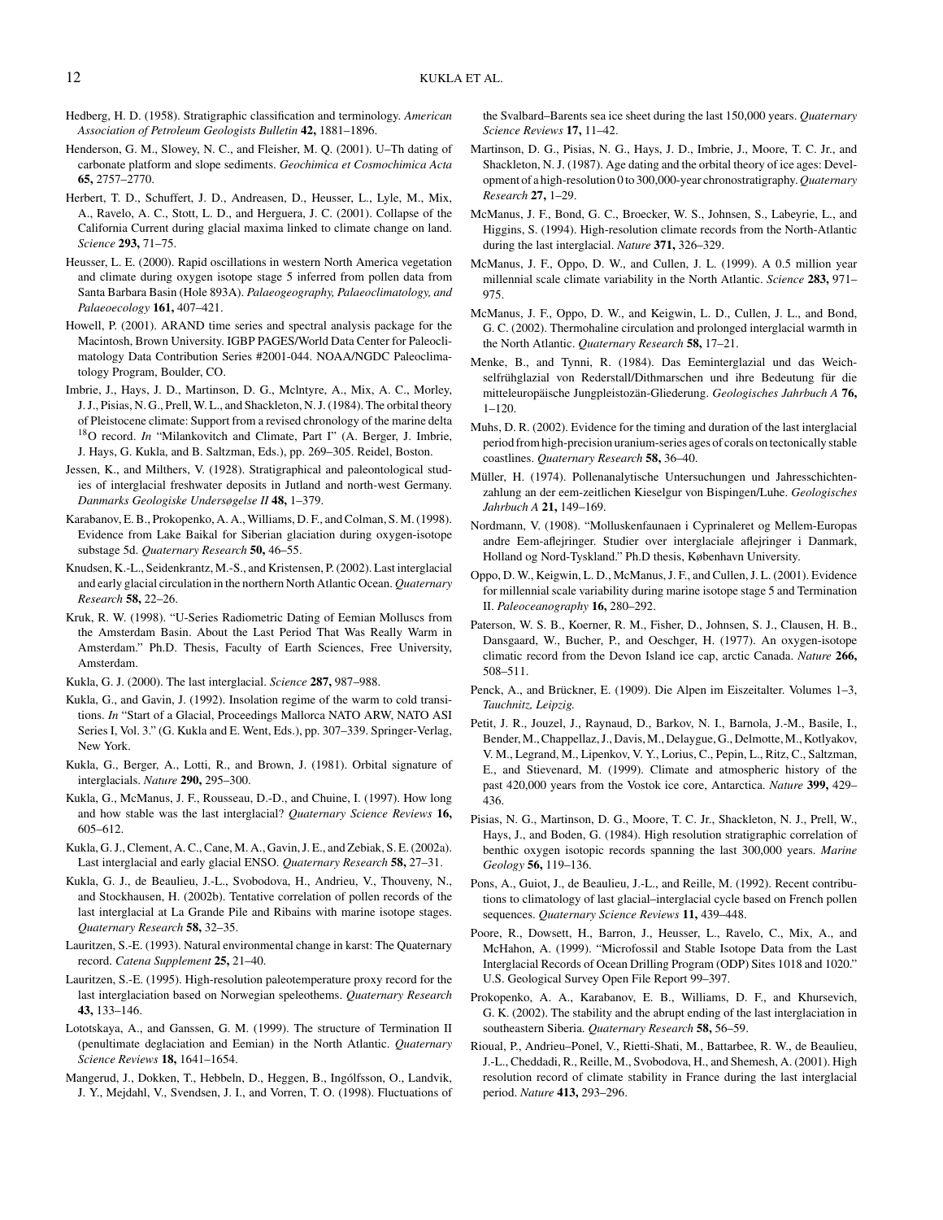Hedberg, H. D. (1958). Stratigraphic classification and terminology. *American Association of Petroleum Geologists Bulletin* **42,** 1881–1896.

Henderson, G. M., Slowey, N. C., and Fleisher, M. Q. (2001). U–Th dating of carbonate platform and slope sediments. *Geochimica et Cosmochimica Acta* **65,** 2757–2770.

Herbert, T. D., Schuffert, J. D., Andreasen, D., Heusser, L., Lyle, M., Mix, A., Ravelo, A. C., Stott, L. D., and Herguera, J. C. (2001). Collapse of the California Current during glacial maxima linked to climate change on land. *Science* **293,** 71–75.

Heusser, L. E. (2000). Rapid oscillations in western North America vegetation and climate during oxygen isotope stage 5 inferred from pollen data from Santa Barbara Basin (Hole 893A). *Palaeogeography, Palaeoclimatology, and Palaeoecology* **161,** 407–421.

Howell, P. (2001). ARAND time series and spectral analysis package for the Macintosh, Brown University. IGBP PAGES/World Data Center for Paleoclimatology Data Contribution Series #2001-044. NOAA/NGDC Paleoclimatology Program, Boulder, CO.

Imbrie, J., Hays, J. D., Martinson, D. G., McIntyre, A., Mix, A. C., Morley, J. J., Pisias, N. G., Prell, W. L., and Shackleton, N. J. (1984). The orbital theory of Pleistocene climate: Support from a revised chronology of the marine delta $^{18}$O record. *In* "Milankovitch and Climate, Part I" (A. Berger, J. Imbrie, J. Hays, G. Kukla, and B. Saltzman, Eds.), pp. 269–305. Reidel, Boston.

Jessen, K., and Milthers, V. (1928). Stratigraphical and paleontological studies of interglacial freshwater deposits in Jutland and north-west Germany. *Danmarks Geologiske Undersøgelse II* **48,** 1–379.

Karabanov, E. B., Prokopenko, A. A., Williams, D. F., and Colman, S. M. (1998). Evidence from Lake Baikal for Siberian glaciation during oxygen-isotope substage 5d. *Quaternary Research* **50,** 46–55.

Knudsen, K.-L., Seidenkrantz, M.-S., and Kristensen, P. (2002). Last interglacial and early glacial circulation in the northern North Atlantic Ocean. *Quaternary Research* **58,** 22–26.

Kruk, R. W. (1998). "U-Series Radiometric Dating of Eemian Molluscs from the Amsterdam Basin. About the Last Period That Was Really Warm in Amsterdam." Ph.D. Thesis, Faculty of Earth Sciences, Free University, Amsterdam.

Kukla, G. J. (2000). The last interglacial. *Science* **287,** 987–988.

Kukla, G., and Gavin, J. (1992). Insolation regime of the warm to cold transitions. *In* "Start of a Glacial, Proceedings Mallorca NATO ARW, NATO ASI Series I, Vol. 3." (G. Kukla and E. Went, Eds.), pp. 307–339. Springer-Verlag, New York.

Kukla, G., Berger, A., Lotti, R., and Brown, J. (1981). Orbital signature of interglacials. *Nature* **290,** 295–300.

Kukla, G., McManus, J. F., Rousseau, D.-D., and Chuine, I. (1997). How long and how stable was the last interglacial? *Quaternary Science Reviews* **16,** 605–612.

Kukla, G. J., Clement, A. C., Cane, M. A., Gavin, J. E., and Zebiak, S. E. (2002a). Last interglacial and early glacial ENSO. *Quaternary Research* **58,** 27–31.

Kukla, G. J., de Beaulieu, J.-L., Svobodova, H., Andrieu, V., Thouveny, N., and Stockhausen, H. (2002b). Tentative correlation of pollen records of the last interglacial at La Grande Pile and Ribains with marine isotope stages. *Quaternary Research* **58,** 32–35.

Lauritzen, S.-E. (1993). Natural environmental change in karst: The Quaternary record. *Catena Supplement* **25,** 21–40.

Lauritzen, S.-E. (1995). High-resolution paleotemperature proxy record for the last interglaciation based on Norwegian speleothems. *Quaternary Research* **43,** 133–146.

Lototskaya, A., and Ganssen, G. M. (1999). The structure of Termination II (penultimate deglaciation and Eemian) in the North Atlantic. *Quaternary Science Reviews* **18,** 1641–1654.

Mangerud, J., Dokken, T., Hebbeln, D., Heggen, B., Ingólfsson, O., Landvik, J. Y., Mejdahl, V., Svendsen, J. I., and Vorren, T. O. (1998). Fluctuations of the Svalbard–Barents sea ice sheet during the last 150,000 years. *Quaternary Science Reviews* **17,** 11–42.

Martinson, D. G., Pisias, N. G., Hays, J. D., Imbrie, J., Moore, T. C. Jr., and Shackleton, N. J. (1987). Age dating and the orbital theory of ice ages: Development of a high-resolution 0 to 300,000-year chronostratigraphy. *Quaternary Research* **27,** 1–29.

McManus, J. F., Bond, G. C., Broecker, W. S., Johnsen, S., Labeyrie, L., and Higgins, S. (1994). High-resolution climate records from the North-Atlantic during the last interglacial. *Nature* **371,** 326–329.

McManus, J. F., Oppo, D. W., and Cullen, J. L. (1999). A 0.5 million year millennial scale climate variability in the North Atlantic. *Science* **283,** 971–975.

McManus, J. F., Oppo, D. W., and Keigwin, L. D., Cullen, J. L., and Bond, G. C. (2002). Thermohaline circulation and prolonged interglacial warmth in the North Atlantic. *Quaternary Research* **58,** 17–21.

Menke, B., and Tynni, R. (1984). Das Eeminterglazial und das Weichselfrühglazial von Rederstall/Dithmarschen und ihre Bedeutung für die mitteleuropäische Jungpleistozän-Gliederung. *Geologisches Jahrbuch A* **76,** 1–120.

Muhs, D. R. (2002). Evidence for the timing and duration of the last interglacial period from high-precision uranium-series ages of corals on tectonically stable coastlines. *Quaternary Research* **58,** 36–40.

Müller, H. (1974). Pollenanalytische Untersuchungen und Jahresschichtenzahlung an der eem-zeitlichen Kieselgur von Bispingen/Luhe. *Geologisches Jahrbuch A* **21,** 149–169.

Nordmann, V. (1908). "Molluskenfaunaen i Cyprinaleret og Mellem-Europas andre Eem-aflejringer. Studier over interglaciale aflejringer i Danmark, Holland og Nord-Tyskland." Ph.D thesis, København University.

Oppo, D. W., Keigwin, L. D., McManus, J. F., and Cullen, J. L. (2001). Evidence for millennial scale variability during marine isotope stage 5 and Termination II. *Paleoceanography* **16,** 280–292.

Paterson, W. S. B., Koerner, R. M., Fisher, D., Johnsen, S. J., Clausen, H. B., Dansgaard, W., Bucher, P., and Oeschger, H. (1977). An oxygen-isotope climatic record from the Devon Island ice cap, arctic Canada. *Nature* **266,** 508–511.

Penck, A., and Brückner, E. (1909). Die Alpen im Eiszeitalter. Volumes 1–3, *Tauchnitz, Leipzig.*

Petit, J. R., Jouzel, J., Raynaud, D., Barkov, N. I., Barnola, J.-M., Basile, I., Bender, M., Chappellaz, J., Davis, M., Delaygue, G., Delmotte, M., Kotlyakov, V. M., Legrand, M., Lipenkov, V. Y., Lorius, C., Pepin, L., Ritz, C., Saltzman, E., and Stievenard, M. (1999). Climate and atmospheric history of the past 420,000 years from the Vostok ice core, Antarctica. *Nature* **399,** 429–436.

Pisias, N. G., Martinson, D. G., Moore, T. C. Jr., Shackleton, N. J., Prell, W., Hays, J., and Boden, G. (1984). High resolution stratigraphic correlation of benthic oxygen isotopic records spanning the last 300,000 years. *Marine Geology* **56,** 119–136.

Pons, A., Guiot, J., de Beaulieu, J.-L., and Reille, M. (1992). Recent contributions to climatology of last glacial–interglacial cycle based on French pollen sequences. *Quaternary Science Reviews* **11,** 439–448.

Poore, R., Dowsett, H., Barron, J., Heusser, L., Ravelo, C., Mix, A., and McHahon, A. (1999). "Microfossil and Stable Isotope Data from the Last Interglacial Records of Ocean Drilling Program (ODP) Sites 1018 and 1020." U.S. Geological Survey Open File Report 99–397.

Prokopenko, A. A., Karabanov, E. B., Williams, D. F., and Khursevich, G. K. (2002). The stability and the abrupt ending of the last interglaciation in southeastern Siberia. *Quaternary Research* **58,** 56–59.

Rioual, P., Andrieu–Ponel, V., Rietti-Shati, M., Battarbee, R. W., de Beaulieu, J.-L., Cheddadi, R., Reille, M., Svobodova, H., and Shemesh, A. (2001). High resolution record of climate stability in France during the last interglacial period. *Nature* **413,** 293–296.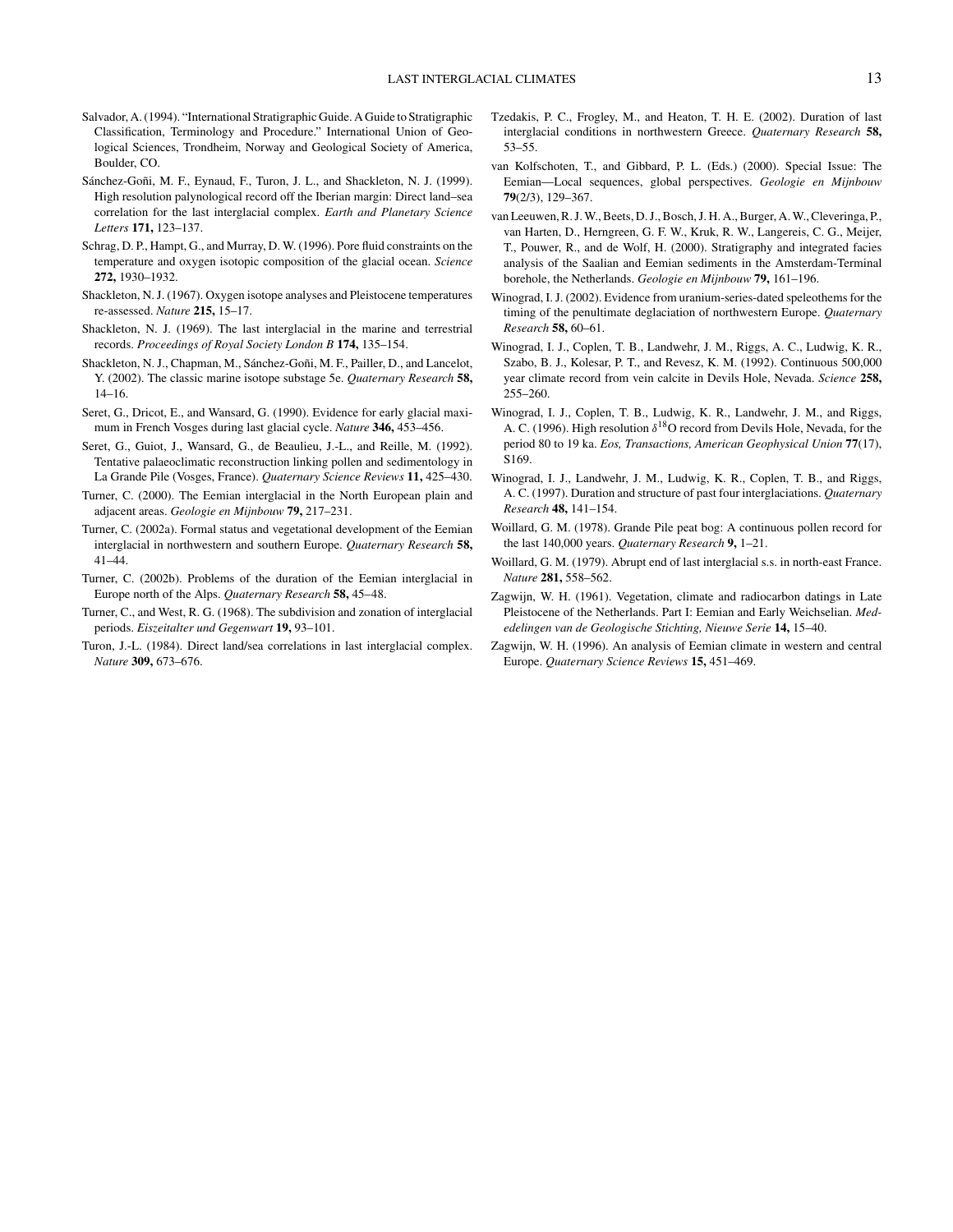Salvador, A. (1994). "International Stratigraphic Guide. A Guide to Stratigraphic Classification, Terminology and Procedure." International Union of Geological Sciences, Trondheim, Norway and Geological Society of America, Boulder, CO.

Sánchez-Goñi, M. F., Eynaud, F., Turon, J. L., and Shackleton, N. J. (1999). High resolution palynological record off the Iberian margin: Direct land–sea correlation for the last interglacial complex. *Earth and Planetary Science Letters* **171,** 123–137.

Schrag, D. P., Hampt, G., and Murray, D. W. (1996). Pore fluid constraints on the temperature and oxygen isotopic composition of the glacial ocean. *Science* **272,** 1930–1932.

Shackleton, N. J. (1967). Oxygen isotope analyses and Pleistocene temperatures re-assessed. *Nature* **215,** 15–17.

Shackleton, N. J. (1969). The last interglacial in the marine and terrestrial records. *Proceedings of Royal Society London B* **174,** 135–154.

Shackleton, N. J., Chapman, M., Sánchez-Goñi, M. F., Pailler, D., and Lancelot, Y. (2002). The classic marine isotope substage 5e. *Quaternary Research* **58,** 14–16.

Seret, G., Dricot, E., and Wansard, G. (1990). Evidence for early glacial maximum in French Vosges during last glacial cycle. *Nature* **346,** 453–456.

Seret, G., Guiot, J., Wansard, G., de Beaulieu, J.-L., and Reille, M. (1992). Tentative palaeoclimatic reconstruction linking pollen and sedimentology in La Grande Pile (Vosges, France). *Quaternary Science Reviews* **11,** 425–430.

Turner, C. (2000). The Eemian interglacial in the North European plain and adjacent areas. *Geologie en Mijnbouw* **79,** 217–231.

Turner, C. (2002a). Formal status and vegetational development of the Eemian interglacial in northwestern and southern Europe. *Quaternary Research* **58,** 41–44.

Turner, C. (2002b). Problems of the duration of the Eemian interglacial in Europe north of the Alps. *Quaternary Research* **58,** 45–48.

Turner, C., and West, R. G. (1968). The subdivision and zonation of interglacial periods. *Eiszeitalter und Gegenwart* **19,** 93–101.

Turon, J.-L. (1984). Direct land/sea correlations in last interglacial complex. *Nature* **309,** 673–676.

Tzedakis, P. C., Frogley, M., and Heaton, T. H. E. (2002). Duration of last interglacial conditions in northwestern Greece. *Quaternary Research* **58,** 53–55.

van Kolfschoten, T., and Gibbard, P. L. (Eds.) (2000). Special Issue: The Eemian—Local sequences, global perspectives. *Geologie en Mijnbouw* **79**(2/3), 129–367.

van Leeuwen, R. J. W., Beets, D. J., Bosch, J. H. A., Burger, A. W., Cleveringa, P., van Harten, D., Herngreen, G. F. W., Kruk, R. W., Langereis, C. G., Meijer, T., Pouwer, R., and de Wolf, H. (2000). Stratigraphy and integrated facies analysis of the Saalian and Eemian sediments in the Amsterdam-Terminal borehole, the Netherlands. *Geologie en Mijnbouw* **79,** 161–196.

Winograd, I. J. (2002). Evidence from uranium-series-dated speleothems for the timing of the penultimate deglaciation of northwestern Europe. *Quaternary Research* **58,** 60–61.

Winograd, I. J., Coplen, T. B., Landwehr, J. M., Riggs, A. C., Ludwig, K. R., Szabo, B. J., Kolesar, P. T., and Revesz, K. M. (1992). Continuous 500,000 year climate record from vein calcite in Devils Hole, Nevada. *Science* **258,** 255–260.

Winograd, I. J., Coplen, T. B., Ludwig, K. R., Landwehr, J. M., and Riggs, A. C. (1996). High resolution $\delta^{18}$O record from Devils Hole, Nevada, for the period 80 to 19 ka. *Eos, Transactions, American Geophysical Union* **77**(17), S169.

Winograd, I. J., Landwehr, J. M., Ludwig, K. R., Coplen, T. B., and Riggs, A. C. (1997). Duration and structure of past four interglaciations. *Quaternary Research* **48,** 141–154.

Woillard, G. M. (1978). Grande Pile peat bog: A continuous pollen record for the last 140,000 years. *Quaternary Research* **9,** 1–21.

Woillard, G. M. (1979). Abrupt end of last interglacial s.s. in north-east France. *Nature* **281,** 558–562.

Zagwijn, W. H. (1961). Vegetation, climate and radiocarbon datings in Late Pleistocene of the Netherlands. Part I: Eemian and Early Weichselian. *Mededelingen van de Geologische Stichting, Nieuwe Serie* **14,** 15–40.

Zagwijn, W. H. (1996). An analysis of Eemian climate in western and central Europe. *Quaternary Science Reviews* **15,** 451–469.